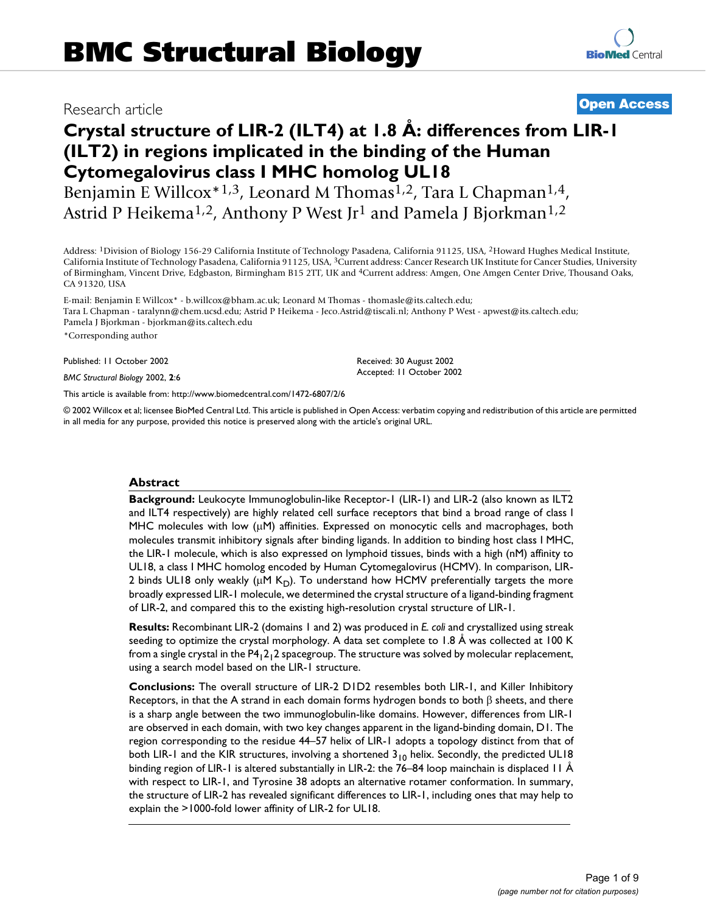# BMC Structural Biology

Research article

**Open Access**

# Crystal structure of LIR-2 (ILT4) at 1.8 Å: differences from LIR-1 (ILT2) in regions implicated in the binding of the Human Cytomegalovirus class I MHC homolog UL18

Benjamin E Willcox*[1,3], Leonard M Thomas[1,2], Tara L Chapman[1,4], Astrid P Heikema[1,2], Anthony P West Jr[1] and Pamela J Bjorkman[1,2]

Address: [1]Division of Biology 156-29 California Institute of Technology Pasadena, California 91125, USA, [2]Howard Hughes Medical Institute, California Institute of Technology Pasadena, California 91125, USA, [3]Current address: Cancer Research UK Institute for Cancer Studies, University of Birmingham, Vincent Drive, Edgbaston, Birmingham B15 2TT, UK and [4]Current address: Amgen, One Amgen Center Drive, Thousand Oaks, CA 91320, USA

E-mail: Benjamin E Willcox* - b.willcox@bham.ac.uk; Leonard M Thomas - thomasle@its.caltech.edu; Tara L Chapman - taralynn@chem.ucsd.edu; Astrid P Heikema - Jeco.Astrid@tiscali.nl; Anthony P West - apwest@its.caltech.edu; Pamela J Bjorkman - bjorkman@its.caltech.edu

*Corresponding author

Published: 11 October 2002

*BMC Structural Biology* 2002, **2**:6

Received: 30 August 2002
Accepted: 11 October 2002

This article is available from: http://www.biomedcentral.com/1472-6807/2/6

© 2002 Willcox et al; licensee BioMed Central Ltd. This article is published in Open Access: verbatim copying and redistribution of this article are permitted in all media for any purpose, provided this notice is preserved along with the article's original URL.

## Abstract

**Background:** Leukocyte Immunoglobulin-like Receptor-1 (LIR-1) and LIR-2 (also known as ILT2 and ILT4 respectively) are highly related cell surface receptors that bind a broad range of class I MHC molecules with low (μM) affinities. Expressed on monocytic cells and macrophages, both molecules transmit inhibitory signals after binding ligands. In addition to binding host class I MHC, the LIR-1 molecule, which is also expressed on lymphoid tissues, binds with a high (nM) affinity to UL18, a class I MHC homolog encoded by Human Cytomegalovirus (HCMV). In comparison, LIR-2 binds UL18 only weakly (μM $K_D$). To understand how HCMV preferentially targets the more broadly expressed LIR-1 molecule, we determined the crystal structure of a ligand-binding fragment of LIR-2, and compared this to the existing high-resolution crystal structure of LIR-1.

**Results:** Recombinant LIR-2 (domains 1 and 2) was produced in *E. coli* and crystallized using streak seeding to optimize the crystal morphology. A data set complete to 1.8 Å was collected at 100 K from a single crystal in the $P4_12_12$ spacegroup. The structure was solved by molecular replacement, using a search model based on the LIR-1 structure.

**Conclusions:** The overall structure of LIR-2 D1D2 resembles both LIR-1, and Killer Inhibitory Receptors, in that the A strand in each domain forms hydrogen bonds to both β sheets, and there is a sharp angle between the two immunoglobulin-like domains. However, differences from LIR-1 are observed in each domain, with two key changes apparent in the ligand-binding domain, D1. The region corresponding to the residue 44–57 helix of LIR-1 adopts a topology distinct from that of both LIR-1 and the KIR structures, involving a shortened $3_{10}$ helix. Secondly, the predicted UL18 binding region of LIR-1 is altered substantially in LIR-2: the 76–84 loop mainchain is displaced 11 Å with respect to LIR-1, and Tyrosine 38 adopts an alternative rotamer conformation. In summary, the structure of LIR-2 has revealed significant differences to LIR-1, including ones that may help to explain the >1000-fold lower affinity of LIR-2 for UL18.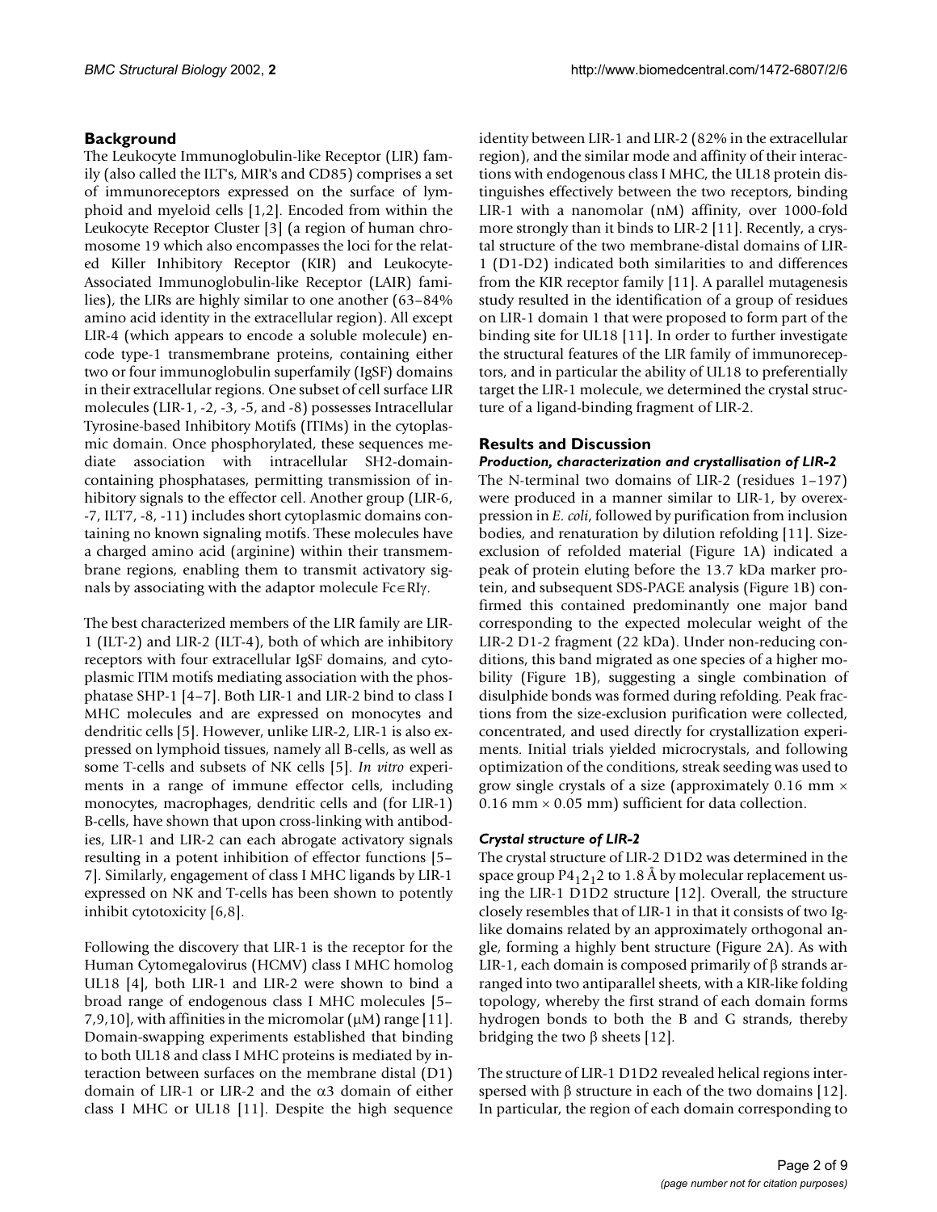## Background

The Leukocyte Immunoglobulin-like Receptor (LIR) family (also called the ILT's, MIR's and CD85) comprises a set of immunoreceptors expressed on the surface of lymphoid and myeloid cells [1,2]. Encoded from within the Leukocyte Receptor Cluster [3] (a region of human chromosome 19 which also encompasses the loci for the related Killer Inhibitory Receptor (KIR) and Leukocyte-Associated Immunoglobulin-like Receptor (LAIR) families), the LIRs are highly similar to one another (63–84% amino acid identity in the extracellular region). All except LIR-4 (which appears to encode a soluble molecule) encode type-1 transmembrane proteins, containing either two or four immunoglobulin superfamily (IgSF) domains in their extracellular regions. One subset of cell surface LIR molecules (LIR-1, -2, -3, -5, and -8) possesses Intracellular Tyrosine-based Inhibitory Motifs (ITIMs) in the cytoplasmic domain. Once phosphorylated, these sequences mediate association with intracellular SH2-domain-containing phosphatases, permitting transmission of inhibitory signals to the effector cell. Another group (LIR-6, -7, ILT7, -8, -11) includes short cytoplasmic domains containing no known signaling motifs. These molecules have a charged amino acid (arginine) within their transmembrane regions, enabling them to transmit activatory signals by associating with the adaptor molecule Fc∊RIγ.

The best characterized members of the LIR family are LIR-1 (ILT-2) and LIR-2 (ILT-4), both of which are inhibitory receptors with four extracellular IgSF domains, and cytoplasmic ITIM motifs mediating association with the phosphatase SHP-1 [4–7]. Both LIR-1 and LIR-2 bind to class I MHC molecules and are expressed on monocytes and dendritic cells [5]. However, unlike LIR-2, LIR-1 is also expressed on lymphoid tissues, namely all B-cells, as well as some T-cells and subsets of NK cells [5]. *In vitro* experiments in a range of immune effector cells, including monocytes, macrophages, dendritic cells and (for LIR-1) B-cells, have shown that upon cross-linking with antibodies, LIR-1 and LIR-2 can each abrogate activatory signals resulting in a potent inhibition of effector functions [5–7]. Similarly, engagement of class I MHC ligands by LIR-1 expressed on NK and T-cells has been shown to potently inhibit cytotoxicity [6,8].

Following the discovery that LIR-1 is the receptor for the Human Cytomegalovirus (HCMV) class I MHC homolog UL18 [4], both LIR-1 and LIR-2 were shown to bind a broad range of endogenous class I MHC molecules [5–7,9,10], with affinities in the micromolar (μM) range [11]. Domain-swapping experiments established that binding to both UL18 and class I MHC proteins is mediated by interaction between surfaces on the membrane distal (D1) domain of LIR-1 or LIR-2 and the α3 domain of either class I MHC or UL18 [11]. Despite the high sequence identity between LIR-1 and LIR-2 (82% in the extracellular region), and the similar mode and affinity of their interactions with endogenous class I MHC, the UL18 protein distinguishes effectively between the two receptors, binding LIR-1 with a nanomolar (nM) affinity, over 1000-fold more strongly than it binds to LIR-2 [11]. Recently, a crystal structure of the two membrane-distal domains of LIR-1 (D1-D2) indicated both similarities to and differences from the KIR receptor family [11]. A parallel mutagenesis study resulted in the identification of a group of residues on LIR-1 domain 1 that were proposed to form part of the binding site for UL18 [11]. In order to further investigate the structural features of the LIR family of immunoreceptors, and in particular the ability of UL18 to preferentially target the LIR-1 molecule, we determined the crystal structure of a ligand-binding fragment of LIR-2.

## Results and Discussion

### *Production, characterization and crystallisation of LIR-2*

The N-terminal two domains of LIR-2 (residues 1–197) were produced in a manner similar to LIR-1, by overexpression in *E. coli*, followed by purification from inclusion bodies, and renaturation by dilution refolding [11]. Size-exclusion of refolded material (Figure 1A) indicated a peak of protein eluting before the 13.7 kDa marker protein, and subsequent SDS-PAGE analysis (Figure 1B) confirmed this contained predominantly one major band corresponding to the expected molecular weight of the LIR-2 D1-2 fragment (22 kDa). Under non-reducing conditions, this band migrated as one species of a higher mobility (Figure 1B), suggesting a single combination of disulphide bonds was formed during refolding. Peak fractions from the size-exclusion purification were collected, concentrated, and used directly for crystallization experiments. Initial trials yielded microcrystals, and following optimization of the conditions, streak seeding was used to grow single crystals of a size (approximately 0.16 mm × 0.16 mm × 0.05 mm) sufficient for data collection.

### *Crystal structure of LIR-2*

The crystal structure of LIR-2 D1D2 was determined in the space group $P4_12_12$ to 1.8 Å by molecular replacement using the LIR-1 D1D2 structure [12]. Overall, the structure closely resembles that of LIR-1 in that it consists of two Ig-like domains related by an approximately orthogonal angle, forming a highly bent structure (Figure 2A). As with LIR-1, each domain is composed primarily of β strands arranged into two antiparallel sheets, with a KIR-like folding topology, whereby the first strand of each domain forms hydrogen bonds to both the B and G strands, thereby bridging the two β sheets [12].

The structure of LIR-1 D1D2 revealed helical regions interspersed with β structure in each of the two domains [12]. In particular, the region of each domain corresponding to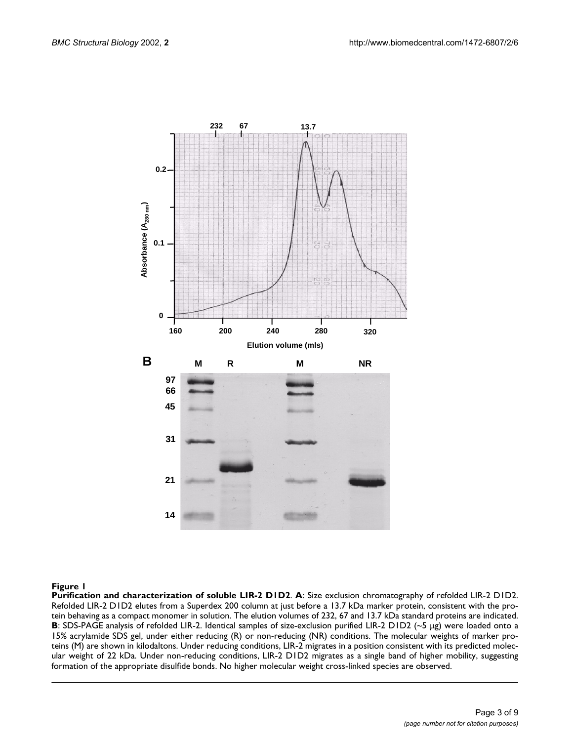**Figure 1**

**Purification and characterization of soluble LIR-2 D1D2**. **A**: Size exclusion chromatography of refolded LIR-2 D1D2. Refolded LIR-2 D1D2 elutes from a Superdex 200 column at just before a 13.7 kDa marker protein, consistent with the protein behaving as a compact monomer in solution. The elution volumes of 232, 67 and 13.7 kDa standard proteins are indicated. **B**: SDS-PAGE analysis of refolded LIR-2. Identical samples of size-exclusion purified LIR-2 D1D2 (~5 μg) were loaded onto a 15% acrylamide SDS gel, under either reducing (R) or non-reducing (NR) conditions. The molecular weights of marker proteins (M) are shown in kilodaltons. Under reducing conditions, LIR-2 migrates in a position consistent with its predicted molecular weight of 22 kDa. Under non-reducing conditions, LIR-2 D1D2 migrates as a single band of higher mobility, suggesting formation of the appropriate disulfide bonds. No higher molecular weight cross-linked species are observed.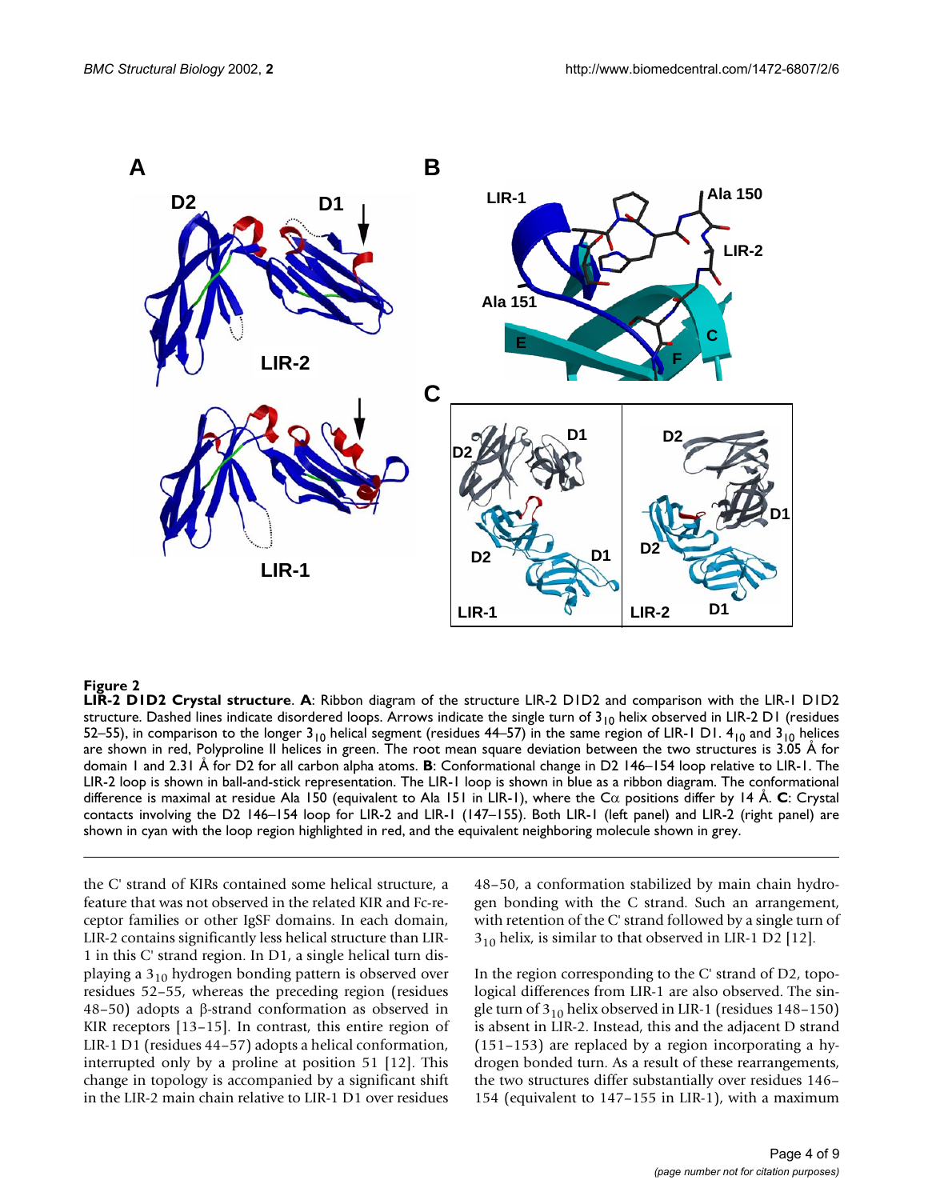**Figure 2**
**LIR-2 D1D2 Crystal structure**. **A**: Ribbon diagram of the structure LIR-2 D1D2 and comparison with the LIR-1 D1D2 structure. Dashed lines indicate disordered loops. Arrows indicate the single turn of $3_{10}$ helix observed in LIR-2 D1 (residues 52–55), in comparison to the longer $3_{10}$ helical segment (residues 44–57) in the same region of LIR-1 D1. $4_{10}$ and $3_{10}$ helices are shown in red, Polyproline II helices in green. The root mean square deviation between the two structures is 3.05 Å for domain 1 and 2.31 Å for D2 for all carbon alpha atoms. **B**: Conformational change in D2 146–154 loop relative to LIR-1. The LIR-2 loop is shown in ball-and-stick representation. The LIR-1 loop is shown in blue as a ribbon diagram. The conformational difference is maximal at residue Ala 150 (equivalent to Ala 151 in LIR-1), where the Cα positions differ by 14 Å. **C**: Crystal contacts involving the D2 146–154 loop for LIR-2 and LIR-1 (147–155). Both LIR-1 (left panel) and LIR-2 (right panel) are shown in cyan with the loop region highlighted in red, and the equivalent neighboring molecule shown in grey.

the C' strand of KIRs contained some helical structure, a feature that was not observed in the related KIR and Fc-receptor families or other IgSF domains. In each domain, LIR-2 contains significantly less helical structure than LIR-1 in this C' strand region. In D1, a single helical turn displaying a $3_{10}$ hydrogen bonding pattern is observed over residues 52–55, whereas the preceding region (residues 48–50) adopts a β-strand conformation as observed in KIR receptors [13–15]. In contrast, this entire region of LIR-1 D1 (residues 44–57) adopts a helical conformation, interrupted only by a proline at position 51 [12]. This change in topology is accompanied by a significant shift in the LIR-2 main chain relative to LIR-1 D1 over residues 48–50, a conformation stabilized by main chain hydrogen bonding with the C strand. Such an arrangement, with retention of the C' strand followed by a single turn of $3_{10}$ helix, is similar to that observed in LIR-1 D2 [12].

In the region corresponding to the C' strand of D2, topological differences from LIR-1 are also observed. The single turn of $3_{10}$ helix observed in LIR-1 (residues 148–150) is absent in LIR-2. Instead, this and the adjacent D strand (151–153) are replaced by a region incorporating a hydrogen bonded turn. As a result of these rearrangements, the two structures differ substantially over residues 146–154 (equivalent to 147–155 in LIR-1), with a maximum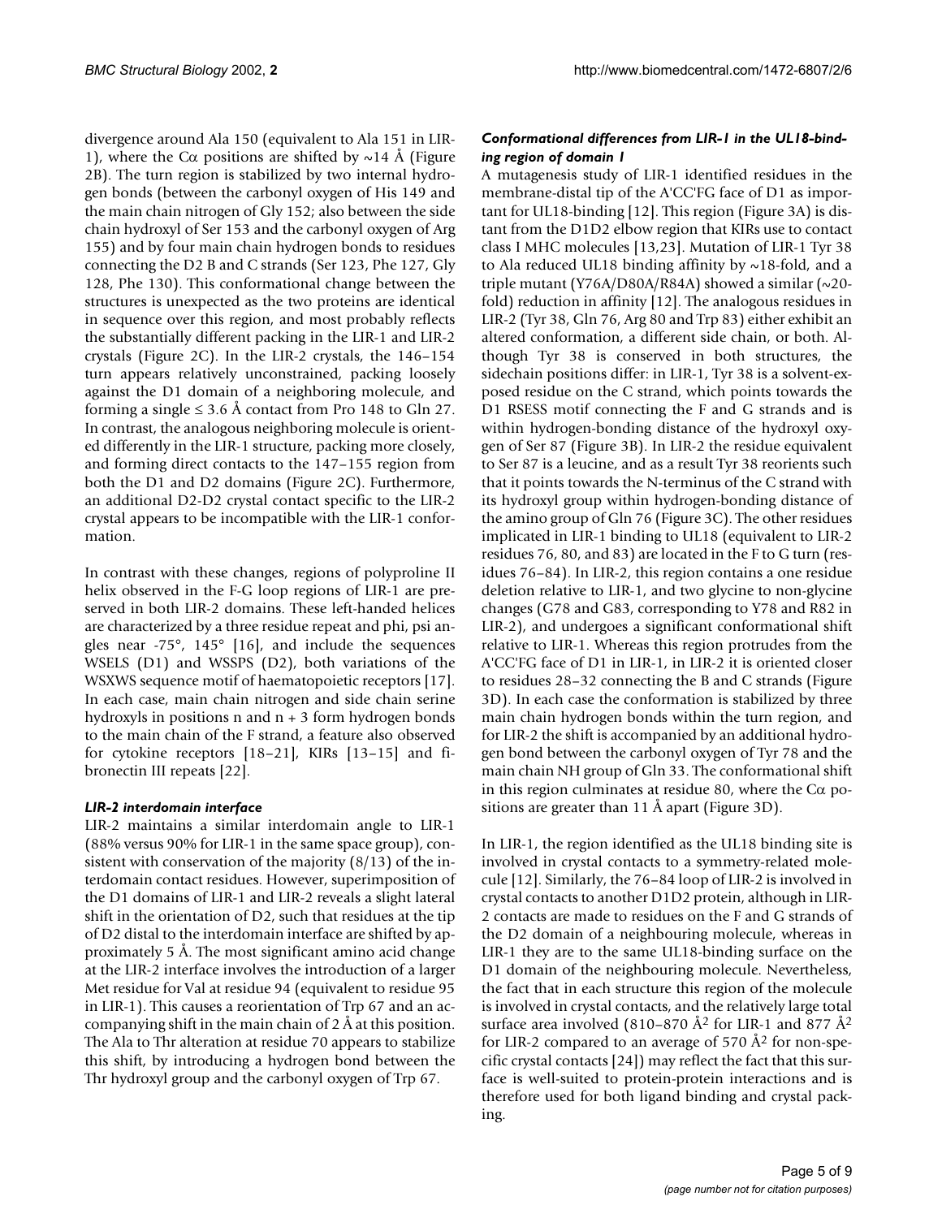divergence around Ala 150 (equivalent to Ala 151 in LIR-1), where the Cα positions are shifted by ~14 Å (Figure 2B). The turn region is stabilized by two internal hydrogen bonds (between the carbonyl oxygen of His 149 and the main chain nitrogen of Gly 152; also between the side chain hydroxyl of Ser 153 and the carbonyl oxygen of Arg 155) and by four main chain hydrogen bonds to residues connecting the D2 B and C strands (Ser 123, Phe 127, Gly 128, Phe 130). This conformational change between the structures is unexpected as the two proteins are identical in sequence over this region, and most probably reflects the substantially different packing in the LIR-1 and LIR-2 crystals (Figure 2C). In the LIR-2 crystals, the 146–154 turn appears relatively unconstrained, packing loosely against the D1 domain of a neighboring molecule, and forming a single ≤ 3.6 Å contact from Pro 148 to Gln 27. In contrast, the analogous neighboring molecule is oriented differently in the LIR-1 structure, packing more closely, and forming direct contacts to the 147–155 region from both the D1 and D2 domains (Figure 2C). Furthermore, an additional D2-D2 crystal contact specific to the LIR-2 crystal appears to be incompatible with the LIR-1 conformation.

In contrast with these changes, regions of polyproline II helix observed in the F-G loop regions of LIR-1 are preserved in both LIR-2 domains. These left-handed helices are characterized by a three residue repeat and phi, psi angles near -75°, 145° [16], and include the sequences WSELS (D1) and WSSPS (D2), both variations of the WSXWS sequence motif of haematopoietic receptors [17]. In each case, main chain nitrogen and side chain serine hydroxyls in positions n and n + 3 form hydrogen bonds to the main chain of the F strand, a feature also observed for cytokine receptors [18–21], KIRs [13–15] and fibronectin III repeats [22].

### *LIR-2 interdomain interface*

LIR-2 maintains a similar interdomain angle to LIR-1 (88% versus 90% for LIR-1 in the same space group), consistent with conservation of the majority (8/13) of the interdomain contact residues. However, superimposition of the D1 domains of LIR-1 and LIR-2 reveals a slight lateral shift in the orientation of D2, such that residues at the tip of D2 distal to the interdomain interface are shifted by approximately 5 Å. The most significant amino acid change at the LIR-2 interface involves the introduction of a larger Met residue for Val at residue 94 (equivalent to residue 95 in LIR-1). This causes a reorientation of Trp 67 and an accompanying shift in the main chain of 2 Å at this position. The Ala to Thr alteration at residue 70 appears to stabilize this shift, by introducing a hydrogen bond between the Thr hydroxyl group and the carbonyl oxygen of Trp 67.

### *Conformational differences from LIR-1 in the UL18-binding region of domain 1*

A mutagenesis study of LIR-1 identified residues in the membrane-distal tip of the A'CC'FG face of D1 as important for UL18-binding [12]. This region (Figure 3A) is distant from the D1D2 elbow region that KIRs use to contact class I MHC molecules [13,23]. Mutation of LIR-1 Tyr 38 to Ala reduced UL18 binding affinity by ~18-fold, and a triple mutant (Y76A/D80A/R84A) showed a similar (~20-fold) reduction in affinity [12]. The analogous residues in LIR-2 (Tyr 38, Gln 76, Arg 80 and Trp 83) either exhibit an altered conformation, a different side chain, or both. Although Tyr 38 is conserved in both structures, the sidechain positions differ: in LIR-1, Tyr 38 is a solvent-exposed residue on the C strand, which points towards the D1 RSESS motif connecting the F and G strands and is within hydrogen-bonding distance of the hydroxyl oxygen of Ser 87 (Figure 3B). In LIR-2 the residue equivalent to Ser 87 is a leucine, and as a result Tyr 38 reorients such that it points towards the N-terminus of the C strand with its hydroxyl group within hydrogen-bonding distance of the amino group of Gln 76 (Figure 3C). The other residues implicated in LIR-1 binding to UL18 (equivalent to LIR-2 residues 76, 80, and 83) are located in the F to G turn (residues 76–84). In LIR-2, this region contains a one residue deletion relative to LIR-1, and two glycine to non-glycine changes (G78 and G83, corresponding to Y78 and R82 in LIR-2), and undergoes a significant conformational shift relative to LIR-1. Whereas this region protrudes from the A'CC'FG face of D1 in LIR-1, in LIR-2 it is oriented closer to residues 28–32 connecting the B and C strands (Figure 3D). In each case the conformation is stabilized by three main chain hydrogen bonds within the turn region, and for LIR-2 the shift is accompanied by an additional hydrogen bond between the carbonyl oxygen of Tyr 78 and the main chain NH group of Gln 33. The conformational shift in this region culminates at residue 80, where the Cα positions are greater than 11 Å apart (Figure 3D).

In LIR-1, the region identified as the UL18 binding site is involved in crystal contacts to a symmetry-related molecule [12]. Similarly, the 76–84 loop of LIR-2 is involved in crystal contacts to another D1D2 protein, although in LIR-2 contacts are made to residues on the F and G strands of the D2 domain of a neighbouring molecule, whereas in LIR-1 they are to the same UL18-binding surface on the D1 domain of the neighbouring molecule. Nevertheless, the fact that in each structure this region of the molecule is involved in crystal contacts, and the relatively large total surface area involved (810–870 $Å^2$ for LIR-1 and 877 $Å^2$ for LIR-2 compared to an average of 570 $Å^2$ for non-specific crystal contacts [24]) may reflect the fact that this surface is well-suited to protein-protein interactions and is therefore used for both ligand binding and crystal packing.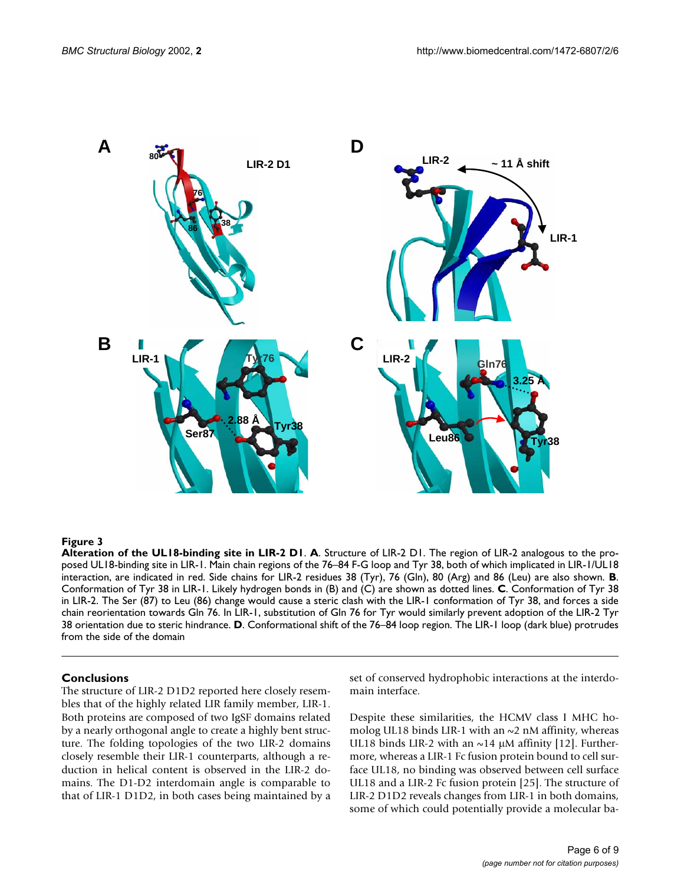**Figure 3**

**Alteration of the UL18-binding site in LIR-2 D1**. **A**. Structure of LIR-2 D1. The region of LIR-2 analogous to the proposed UL18-binding site in LIR-1. Main chain regions of the 76–84 F-G loop and Tyr 38, both of which implicated in LIR-1/UL18 interaction, are indicated in red. Side chains for LIR-2 residues 38 (Tyr), 76 (Gln), 80 (Arg) and 86 (Leu) are also shown. **B**. Conformation of Tyr 38 in LIR-1. Likely hydrogen bonds in (B) and (C) are shown as dotted lines. **C**. Conformation of Tyr 38 in LIR-2. The Ser (87) to Leu (86) change would cause a steric clash with the LIR-1 conformation of Tyr 38, and forces a side chain reorientation towards Gln 76. In LIR-1, substitution of Gln 76 for Tyr would similarly prevent adoption of the LIR-2 Tyr 38 orientation due to steric hindrance. **D**. Conformational shift of the 76–84 loop region. The LIR-1 loop (dark blue) protrudes from the side of the domain

## Conclusions

The structure of LIR-2 D1D2 reported here closely resembles that of the highly related LIR family member, LIR-1. Both proteins are composed of two IgSF domains related by a nearly orthogonal angle to create a highly bent structure. The folding topologies of the two LIR-2 domains closely resemble their LIR-1 counterparts, although a reduction in helical content is observed in the LIR-2 domains. The D1-D2 interdomain angle is comparable to that of LIR-1 D1D2, in both cases being maintained by a set of conserved hydrophobic interactions at the interdomain interface.

Despite these similarities, the HCMV class I MHC homolog UL18 binds LIR-1 with an ~2 nM affinity, whereas UL18 binds LIR-2 with an ~14 μM affinity [12]. Furthermore, whereas a LIR-1 Fc fusion protein bound to cell surface UL18, no binding was observed between cell surface UL18 and a LIR-2 Fc fusion protein [25]. The structure of LIR-2 D1D2 reveals changes from LIR-1 in both domains, some of which could potentially provide a molecular ba-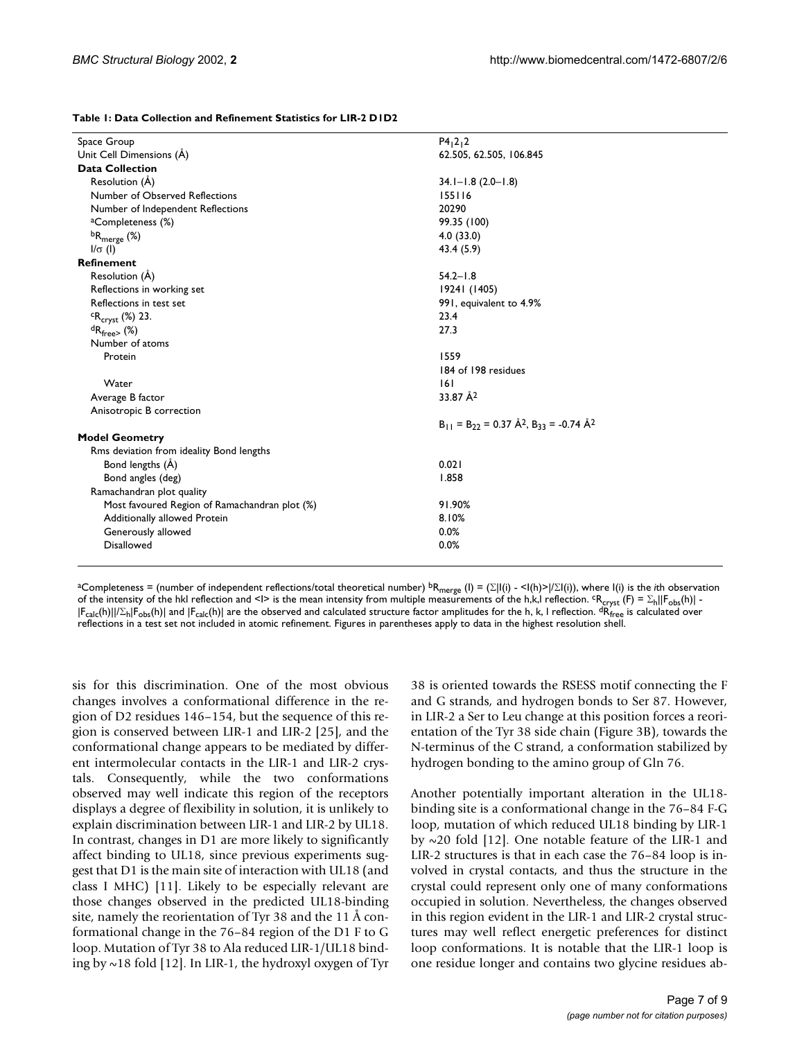**Table 1: Data Collection and Refinement Statistics for LIR-2 D1D2**

| | |
|---|---|
| Space Group | $P4_12_12$ |
| Unit Cell Dimensions (Å) | 62.505, 62.505, 106.845 |
| **Data Collection** | |
| Resolution (Å) | 34.1–1.8 (2.0–1.8) |
| Number of Observed Reflections | 155116 |
| Number of Independent Reflections | 20290 |
| [a]Completeness (%) | 99.35 (100) |
| [b]$R_{merge}$ (%) | 4.0 (33.0) |
| $I/\sigma$ (I) | 43.4 (5.9) |
| **Refinement** | |
| Resolution (Å) | 54.2–1.8 |
| Reflections in working set | 19241 (1405) |
| Reflections in test set | 991, equivalent to 4.9% |
| [c]$R_{cryst}$ (%) 23. | 23.4 |
| [d]$R_{free>}$ (%) | 27.3 |
| Number of atoms | |
| Protein | 1559 |
| | 184 of 198 residues |
| Water | 161 |
| Average B factor | 33.87 Å$^2$ |
| Anisotropic B correction | |
| | $B_{11} = B_{22} = 0.37$ Å$^2$, $B_{33} = -0.74$ Å$^2$ |
| **Model Geometry** | |
| Rms deviation from ideality Bond lengths | |
| Bond lengths (Å) | 0.021 |
| Bond angles (deg) | 1.858 |
| Ramachandran plot quality | |
| Most favoured Region of Ramachandran plot (%) | 91.90% |
| Additionally allowed Protein | 8.10% |
| Generously allowed | 0.0% |
| Disallowed | 0.0% |

[a]Completeness = (number of independent reflections/total theoretical number) [b]$R_{merge}$ (I) = ($\Sigma$|I(i) - <I(h)>|/$\Sigma$I(i)), where I(i) is the *i*th observation of the intensity of the hkl reflection and <I> is the mean intensity from multiple measurements of the h,k,l reflection. [c]$R_{cryst}$ (F) = $\Sigma_h||F_{obs}(h)| - |F_{calc}(h)||/\Sigma_h|F_{obs}(h)|$ and $|F_{calc}(h)|$ are the observed and calculated structure factor amplitudes for the h, k, l reflection. [d]$R_{free}$ is calculated over reflections in a test set not included in atomic refinement. Figures in parentheses apply to data in the highest resolution shell.

sis for this discrimination. One of the most obvious changes involves a conformational difference in the region of D2 residues 146–154, but the sequence of this region is conserved between LIR-1 and LIR-2 [25], and the conformational change appears to be mediated by different intermolecular contacts in the LIR-1 and LIR-2 crystals. Consequently, while the two conformations observed may well indicate this region of the receptors displays a degree of flexibility in solution, it is unlikely to explain discrimination between LIR-1 and LIR-2 by UL18. In contrast, changes in D1 are more likely to significantly affect binding to UL18, since previous experiments suggest that D1 is the main site of interaction with UL18 (and class I MHC) [11]. Likely to be especially relevant are those changes observed in the predicted UL18-binding site, namely the reorientation of Tyr 38 and the 11 Å conformational change in the 76–84 region of the D1 F to G loop. Mutation of Tyr 38 to Ala reduced LIR-1/UL18 binding by ~18 fold [12]. In LIR-1, the hydroxyl oxygen of Tyr 38 is oriented towards the RSESS motif connecting the F and G strands, and hydrogen bonds to Ser 87. However, in LIR-2 a Ser to Leu change at this position forces a reorientation of the Tyr 38 side chain (Figure 3B), towards the N-terminus of the C strand, a conformation stabilized by hydrogen bonding to the amino group of Gln 76.

Another potentially important alteration in the UL18-binding site is a conformational change in the 76–84 F-G loop, mutation of which reduced UL18 binding by LIR-1 by ~20 fold [12]. One notable feature of the LIR-1 and LIR-2 structures is that in each case the 76–84 loop is involved in crystal contacts, and thus the structure in the crystal could represent only one of many conformations occupied in solution. Nevertheless, the changes observed in this region evident in the LIR-1 and LIR-2 crystal structures may well reflect energetic preferences for distinct loop conformations. It is notable that the LIR-1 loop is one residue longer and contains two glycine residues ab-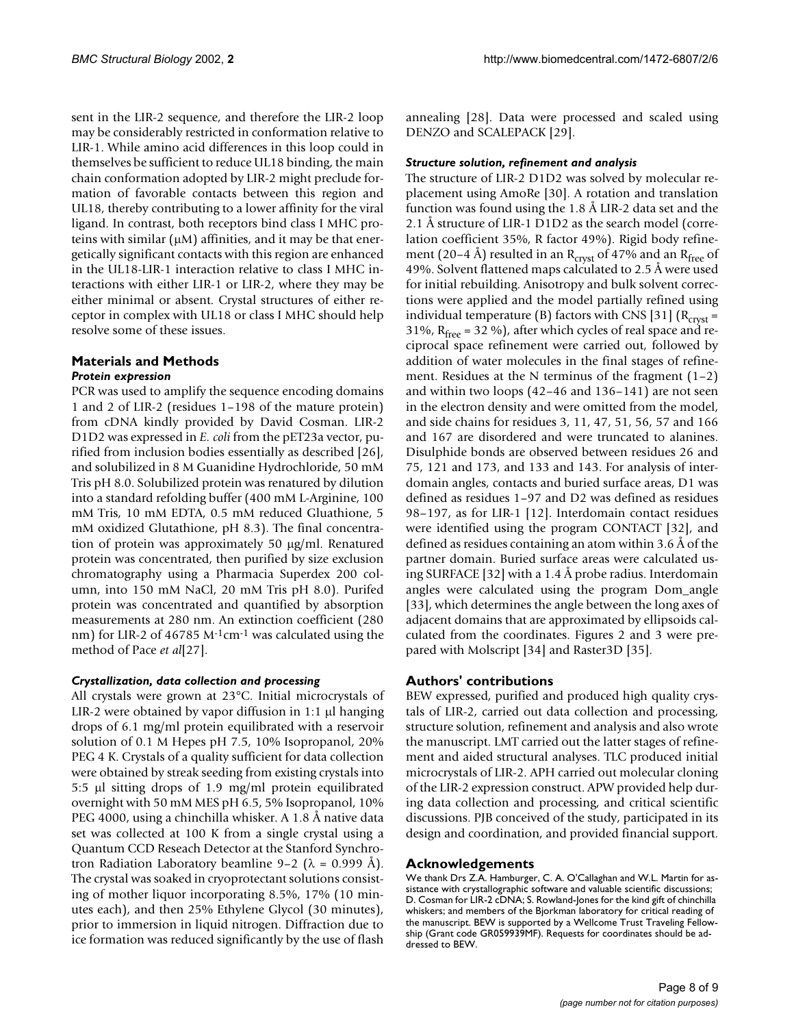sent in the LIR-2 sequence, and therefore the LIR-2 loop may be considerably restricted in conformation relative to LIR-1. While amino acid differences in this loop could in themselves be sufficient to reduce UL18 binding, the main chain conformation adopted by LIR-2 might preclude formation of favorable contacts between this region and UL18, thereby contributing to a lower affinity for the viral ligand. In contrast, both receptors bind class I MHC proteins with similar (μM) affinities, and it may be that energetically significant contacts with this region are enhanced in the UL18-LIR-1 interaction relative to class I MHC interactions with either LIR-1 or LIR-2, where they may be either minimal or absent. Crystal structures of either receptor in complex with UL18 or class I MHC should help resolve some of these issues.

## Materials and Methods

### *Protein expression*

PCR was used to amplify the sequence encoding domains 1 and 2 of LIR-2 (residues 1–198 of the mature protein) from cDNA kindly provided by David Cosman. LIR-2 D1D2 was expressed in *E. coli* from the pET23a vector, purified from inclusion bodies essentially as described [26], and solubilized in 8 M Guanidine Hydrochloride, 50 mM Tris pH 8.0. Solubilized protein was renatured by dilution into a standard refolding buffer (400 mM L-Arginine, 100 mM Tris, 10 mM EDTA, 0.5 mM reduced Gluathione, 5 mM oxidized Glutathione, pH 8.3). The final concentration of protein was approximately 50 μg/ml. Renatured protein was concentrated, then purified by size exclusion chromatography using a Pharmacia Superdex 200 column, into 150 mM NaCl, 20 mM Tris pH 8.0). Purifed protein was concentrated and quantified by absorption measurements at 280 nm. An extinction coefficient (280 nm) for LIR-2 of 46785 $M^{-1}cm^{-1}$ was calculated using the method of Pace *et al*[27].

### *Crystallization, data collection and processing*

All crystals were grown at 23°C. Initial microcrystals of LIR-2 were obtained by vapor diffusion in 1:1 μl hanging drops of 6.1 mg/ml protein equilibrated with a reservoir solution of 0.1 M Hepes pH 7.5, 10% Isopropanol, 20% PEG 4 K. Crystals of a quality sufficient for data collection were obtained by streak seeding from existing crystals into 5:5 μl sitting drops of 1.9 mg/ml protein equilibrated overnight with 50 mM MES pH 6.5, 5% Isopropanol, 10% PEG 4000, using a chinchilla whisker. A 1.8 Å native data set was collected at 100 K from a single crystal using a Quantum CCD Reseach Detector at the Stanford Synchrotron Radiation Laboratory beamline 9–2 (λ = 0.999 Å). The crystal was soaked in cryoprotectant solutions consisting of mother liquor incorporating 8.5%, 17% (10 minutes each), and then 25% Ethylene Glycol (30 minutes), prior to immersion in liquid nitrogen. Diffraction due to ice formation was reduced significantly by the use of flash annealing [28]. Data were processed and scaled using DENZO and SCALEPACK [29].

### *Structure solution, refinement and analysis*

The structure of LIR-2 D1D2 was solved by molecular replacement using AmoRe [30]. A rotation and translation function was found using the 1.8 Å LIR-2 data set and the 2.1 Å structure of LIR-1 D1D2 as the search model (correlation coefficient 35%, R factor 49%). Rigid body refinement (20–4 Å) resulted in an $R_{cryst}$ of 47% and an $R_{free}$ of 49%. Solvent flattened maps calculated to 2.5 Å were used for initial rebuilding. Anisotropy and bulk solvent corrections were applied and the model partially refined using individual temperature (B) factors with CNS [31] ($R_{cryst}$ = 31%, $R_{free}$ = 32 %), after which cycles of real space and reciprocal space refinement were carried out, followed by addition of water molecules in the final stages of refinement. Residues at the N terminus of the fragment (1–2) and within two loops (42–46 and 136–141) are not seen in the electron density and were omitted from the model, and side chains for residues 3, 11, 47, 51, 56, 57 and 166 and 167 are disordered and were truncated to alanines. Disulphide bonds are observed between residues 26 and 75, 121 and 173, and 133 and 143. For analysis of interdomain angles, contacts and buried surface areas, D1 was defined as residues 1–97 and D2 was defined as residues 98–197, as for LIR-1 [12]. Interdomain contact residues were identified using the program CONTACT [32], and defined as residues containing an atom within 3.6 Å of the partner domain. Buried surface areas were calculated using SURFACE [32] with a 1.4 Å probe radius. Interdomain angles were calculated using the program Dom_angle [33], which determines the angle between the long axes of adjacent domains that are approximated by ellipsoids calculated from the coordinates. Figures 2 and 3 were prepared with Molscript [34] and Raster3D [35].

## Authors' contributions

BEW expressed, purified and produced high quality crystals of LIR-2, carried out data collection and processing, structure solution, refinement and analysis and also wrote the manuscript. LMT carried out the latter stages of refinement and aided structural analyses. TLC produced initial microcrystals of LIR-2. APH carried out molecular cloning of the LIR-2 expression construct. APW provided help during data collection and processing, and critical scientific discussions. PJB conceived of the study, participated in its design and coordination, and provided financial support.

## Acknowledgements

We thank Drs Z.A. Hamburger, C. A. O'Callaghan and W.L. Martin for assistance with crystallographic software and valuable scientific discussions; D. Cosman for LIR-2 cDNA; S. Rowland-Jones for the kind gift of chinchilla whiskers; and members of the Bjorkman laboratory for critical reading of the manuscript. BEW is supported by a Wellcome Trust Traveling Fellowship (Grant code GR059939MF). Requests for coordinates should be addressed to BEW.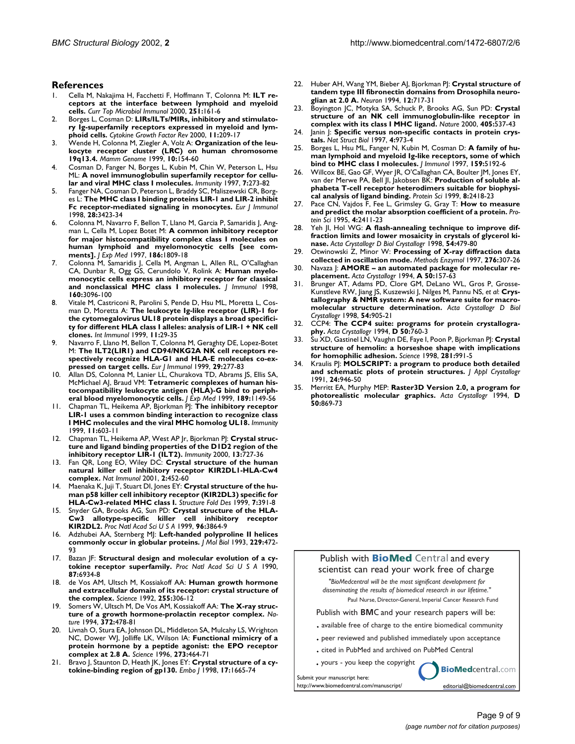## References

1. Cella M, Nakajima H, Facchetti F, Hoffmann T, Colonna M: **ILT receptors at the interface between lymphoid and myeloid cells.** *Curr Top Microbiol Immunol* 2000, **251**:161-6
2. Borges L, Cosman D: **LIRs/ILTs/MIRs, inhibitory and stimulatory Ig-superfamily receptors expressed in myeloid and lymphoid cells.** *Cytokine Growth Factor Rev* 2000, **11**:209-17
3. Wende H, Colonna M, Ziegler A, Volz A: **Organization of the leukocyte receptor cluster (LRC) on human chromosome 19q13.4.** *Mamm Genome* 1999, **10**:154-60
4. Cosman D, Fanger N, Borges L, Kubin M, Chin W, Peterson L, Hsu ML: **A novel immunoglobulin superfamily receptor for cellular and viral MHC class I molecules.** *Immunity* 1997, **7**:273-82
5. Fanger NA, Cosman D, Peterson L, Braddy SC, Maliszewski CR, Borges L: **The MHC class I binding proteins LIR-1 and LIR-2 inhibit Fc receptor-mediated signaling in monocytes.** *Eur J Immunol* 1998, **28**:3423-34
6. Colonna M, Navarro F, Bellon T, Llano M, Garcia P, Samaridis J, Angman L, Cella M, Lopez Botet M: **A common inhibitory receptor for major histocompatibility complex class I molecules on human lymphoid and myelomonocytic cells [see comments].** *J Exp Med* 1997, **186**:1809-18
7. Colonna M, Samaridis J, Cella M, Angman L, Allen RL, O'Callaghan CA, Dunbar R, Ogg GS, Cerundolo V, Rolink A: **Human myelomonocytic cells express an inhibitory receptor for classical and nonclassical MHC class I molecules.** *J Immunol* 1998, **160**:3096-100
8. Vitale M, Castriconi R, Parolini S, Pende D, Hsu ML, Moretta L, Cosman D, Moretta A: **The leukocyte Ig-like receptor (LIR)-1 for the cytomegalovirus UL18 protein displays a broad specificity for different HLA class I alleles: analysis of LIR-1 + NK cell clones.** *Int Immunol* 1999, **11**:29-35
9. Navarro F, Llano M, Bellon T, Colonna M, Geraghty DE, Lopez-Botet M: **The ILT2(LIR1) and CD94/NKG2A NK cell receptors respectively recognize HLA-G1 and HLA-E molecules co-expressed on target cells.** *Eur J Immunol* 1999, **29**:277-83
10. Allan DS, Colonna M, Lanier LL, Churakova TD, Abrams JS, Ellis SA, McMichael AJ, Braud VM: **Tetrameric complexes of human histocompatibility leukocyte antigen (HLA)-G bind to peripheral blood myelomonocytic cells.** *J Exp Med* 1999, **189**:1149-56
11. Chapman TL, Heikema AP, Bjorkman PJ: **The inhibitory receptor LIR-1 uses a common binding interaction to recognize class I MHC molecules and the viral MHC homolog UL18.** *Immunity* 1999, **11**:603-11
12. Chapman TL, Heikema AP, West AP Jr, Bjorkman PJ: **Crystal structure and ligand binding properties of the D1D2 region of the inhibitory receptor LIR-1 (ILT2).** *Immunity* 2000, **13**:727-36
13. Fan QR, Long EO, Wiley DC: **Crystal structure of the human natural killer cell inhibitory receptor KIR2DL1-HLA-Cw4 complex.** *Nat Immunol* 2001, **2**:452-60
14. Maenaka K, Juji T, Stuart DI, Jones EY: **Crystal structure of the human p58 killer cell inhibitory receptor (KIR2DL3) specific for HLA-Cw3-related MHC class I.** *Structure Fold Des* 1999, **7**:391-8
15. Snyder GA, Brooks AG, Sun PD: **Crystal structure of the HLA-Cw3 allotype-specific killer cell inhibitory receptor KIR2DL2.** *Proc Natl Acad Sci U S A* 1999, **96**:3864-9
16. Adzhubei AA, Sternberg MJ: **Left-handed polyproline II helices commonly occur in globular proteins.** *J Mol Biol* 1993, **229**:472-93
17. Bazan JF: **Structural design and molecular evolution of a cytokine receptor superfamily.** *Proc Natl Acad Sci U S A* 1990, **87**:6934-8
18. de Vos AM, Ultsch M, Kossiakoff AA: **Human growth hormone and extracellular domain of its receptor: crystal structure of the complex.** *Science* 1992, **255**:306-12
19. Somers W, Ultsch M, De Vos AM, Kossiakoff AA: **The X-ray structure of a growth hormone-prolactin receptor complex.** *Nature* 1994, **372**:478-81
20. Livnah O, Stura EA, Johnson DL, Middleton SA, Mulcahy LS, Wrighton NC, Dower WJ, Jolliffe LK, Wilson IA: **Functional mimicry of a protein hormone by a peptide agonist: the EPO receptor complex at 2.8 A.** *Science* 1996, **273**:464-71
21. Bravo J, Staunton D, Heath JK, Jones EY: **Crystal structure of a cytokine-binding region of gp130.** *Embo J* 1998, **17**:1665-74
22. Huber AH, Wang YM, Bieber AJ, Bjorkman PJ: **Crystal structure of tandem type III fibronectin domains from Drosophila neuroglian at 2.0 A.** *Neuron* 1994, **12**:717-31
23. Boyington JC, Motyka SA, Schuck P, Brooks AG, Sun PD: **Crystal structure of an NK cell immunoglobulin-like receptor in complex with its class I MHC ligand.** *Nature* 2000, **405**:537-43
24. Janin J: **Specific versus non-specific contacts in protein crystals.** *Nat Struct Biol* 1997, **4**:973-4
25. Borges L, Hsu ML, Fanger N, Kubin M, Cosman D: **A family of human lymphoid and myeloid Ig-like receptors, some of which bind to MHC class I molecules.** *J Immunol* 1997, **159**:5192-6
26. Willcox BE, Gao GF, Wyer JR, O'Callaghan CA, Boulter JM, Jones EY, van der Merwe PA, Bell JI, Jakobsen BK: **Production of soluble alphabeta T-cell receptor heterodimers suitable for biophysical analysis of ligand binding.** *Protein Sci* 1999, **8**:2418-23
27. Pace CN, Vajdos F, Fee L, Grimsley G, Gray T: **How to measure and predict the molar absorption coefficient of a protein.** *Protein Sci* 1995, **4**:2411-23
28. Yeh JI, Hol WG: **A flash-annealing technique to improve diffraction limits and lower mosaicity in crystals of glycerol kinase.** *Acta Crystallogr D Biol Crystallogr* 1998, **54**:479-80
29. Otwinowski Z, Minor W: **Processing of X-ray diffraction data collected in oscillation mode.** *Methods Enzymol* 1997, **276**:307-26
30. Navaza J: **AMORE – an automated package for molecular replacement.** *Acta Crystallogr* 1994, **A 50**:157-63
31. Brunger AT, Adams PD, Clore GM, DeLano WL, Gros P, Grosse-Kunstleve RW, Jiang JS, Kuszewski J, Nilges M, Pannu NS, *et al*: **Crystallography & NMR system: A new software suite for macromolecular structure determination.** *Acta Crystallogr D Biol Crystallogr* 1998, **54**:905-21
32. CCP4: **The CCP4 suite: programs for protein crystallography.** *Acta Crystallogr* 1994, **D 50**:760-3
33. Su XD, Gastinel LN, Vaughn DE, Faye I, Poon P, Bjorkman PJ: **Crystal structure of hemolin: a horseshoe shape with implications for homophilic adhesion.** *Science* 1998, **281**:991-5
34. Kraulis PJ: **MOLSCRIPT: a program to produce both detailed and schematic plots of protein structures.** *J Appl Crystallogr* 1991, **24**:946-50
35. Merritt EA, Murphy MEP: **Raster3D Version 2.0, a program for photorealistic molecular graphics.** *Acta Crystallogr* 1994, **D 50**:869-73

Publish with **BioMed Central** and every scientist can read your work free of charge

*"BioMedcentral will be the most significant development for disseminating the results of biomedical research in our lifetime."*
Paul Nurse, Director-General, Imperial Cancer Research Fund

Publish with **BMC** and your research papers will be:

- available free of charge to the entire biomedical community
- peer reviewed and published immediately upon acceptance
- cited in PubMed and archived on PubMed Central
- yours - you keep the copyright

Submit your manuscript here:
http://www.biomedcentral.com/manuscript/

BioMedcentral.com

editorial@biomedcentral.com